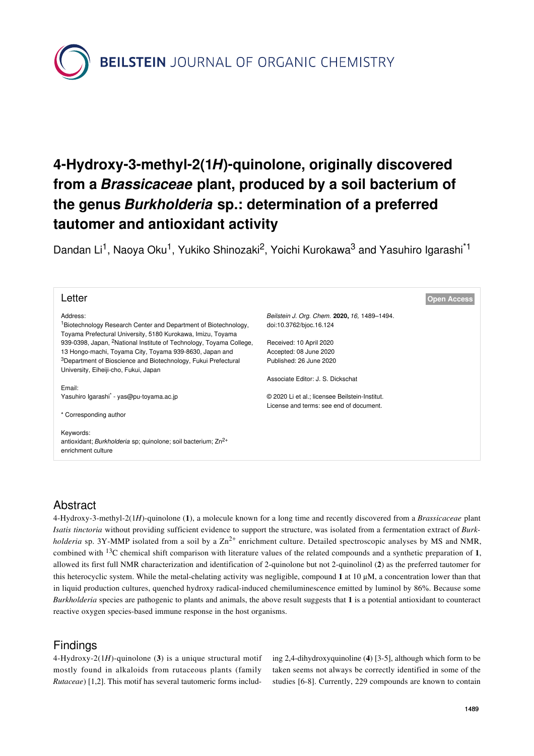# 4-Hydroxy-3-methyl-2(1*H*)-quinolone, originally discovered from a *Brassicaceae* plant, produced by a soil bacterium of the genus *Burkholderia* sp.: determination of a preferred tautomer and antioxidant activity

Dandan Li[1], Naoya Oku[1], Yukiko Shinozaki[2], Yoichi Kurokawa[3] and Yasuhiro Igarashi[*1]

Letter

Open Access

Address:
[1]Biotechnology Research Center and Department of Biotechnology, Toyama Prefectural University, 5180 Kurokawa, Imizu, Toyama 939-0398, Japan, [2]National Institute of Technology, Toyama College, 13 Hongo-machi, Toyama City, Toyama 939-8630, Japan and [3]Department of Bioscience and Biotechnology, Fukui Prefectural University, Eiheiji-cho, Fukui, Japan

Email:
Yasuhiro Igarashi[*] - yas@pu-toyama.ac.jp

[*] Corresponding author

Keywords:
antioxidant; *Burkholderia* sp; quinolone; soil bacterium; $Zn^{2+}$ enrichment culture

*Beilstein J. Org. Chem.* **2020,** *16,* 1489–1494.
doi:10.3762/bjoc.16.124

Received: 10 April 2020
Accepted: 08 June 2020
Published: 26 June 2020

Associate Editor: J. S. Dickschat

© 2020 Li et al.; licensee Beilstein-Institut.
License and terms: see end of document.

## Abstract

4-Hydroxy-3-methyl-2(1*H*)-quinolone (**1**), a molecule known for a long time and recently discovered from a *Brassicaceae* plant *Isatis tinctoria* without providing sufficient evidence to support the structure, was isolated from a fermentation extract of *Burkholderia* sp. 3Y-MMP isolated from a soil by a $Zn^{2+}$ enrichment culture. Detailed spectroscopic analyses by MS and NMR, combined with $^{13}C$ chemical shift comparison with literature values of the related compounds and a synthetic preparation of **1**, allowed its first full NMR characterization and identification of 2-quinolone but not 2-quinolinol (**2**) as the preferred tautomer for this heterocyclic system. While the metal-chelating activity was negligible, compound **1** at 10 μM, a concentration lower than that in liquid production cultures, quenched hydroxy radical-induced chemiluminescence emitted by luminol by 86%. Because some *Burkholderia* species are pathogenic to plants and animals, the above result suggests that **1** is a potential antioxidant to counteract reactive oxygen species-based immune response in the host organisms.

## Findings

4-Hydroxy-2(1*H*)-quinolone (**3**) is a unique structural motif mostly found in alkaloids from rutaceous plants (family *Rutaceae*) [1,2]. This motif has several tautomeric forms including 2,4-dihydroxyquinoline (**4**) [3-5], although which form to be taken seems not always be correctly identified in some of the studies [6-8]. Currently, 229 compounds are known to contain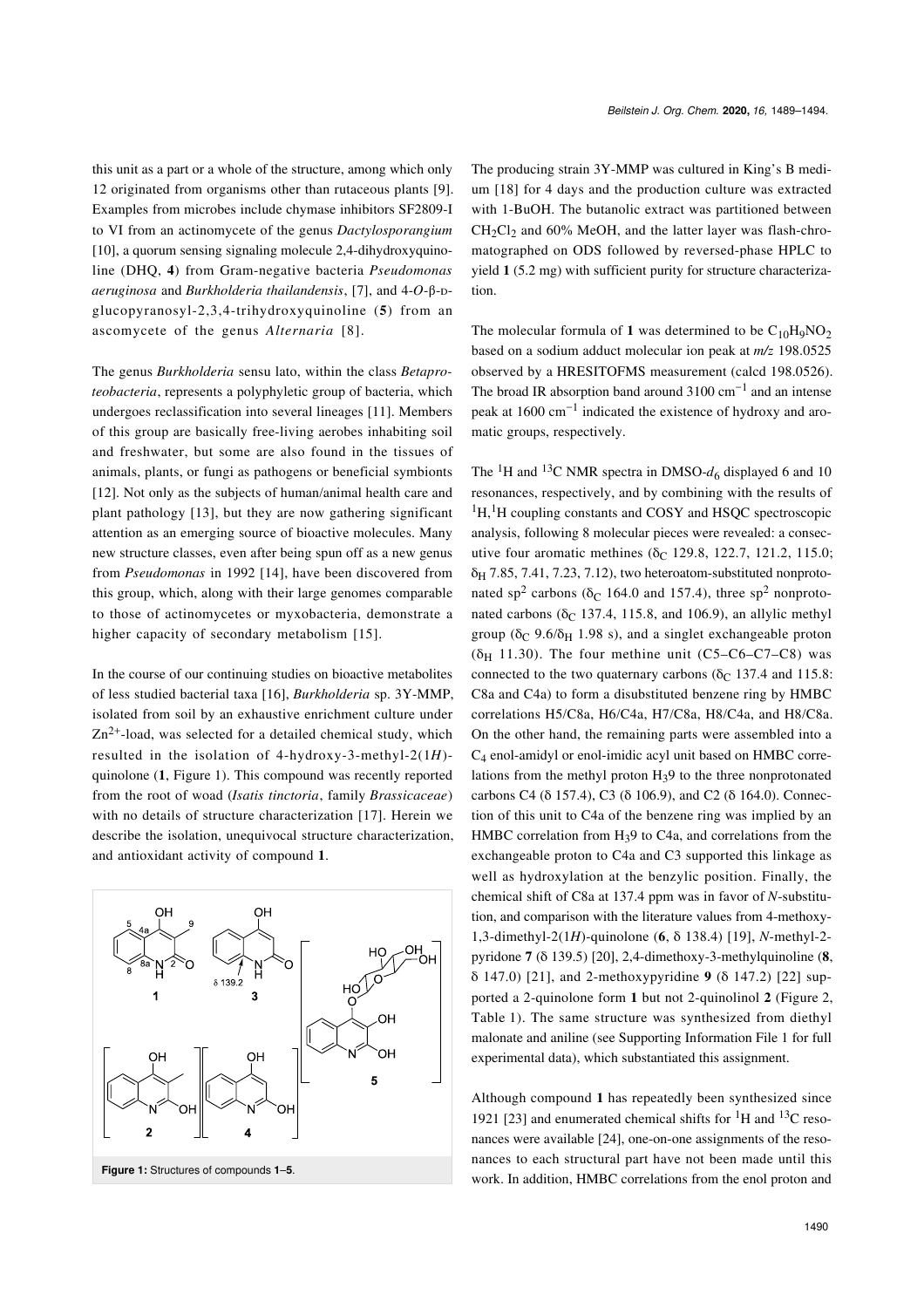this unit as a part or a whole of the structure, among which only 12 originated from organisms other than rutaceous plants [9]. Examples from microbes include chymase inhibitors SF2809-I to VI from an actinomycete of the genus *Dactylosporangium* [10], a quorum sensing signaling molecule 2,4-dihydroxyquinoline (DHQ, **4**) from Gram-negative bacteria *Pseudomonas aeruginosa* and *Burkholderia thailandensis*, [7], and 4-*O*-β-D-glucopyranosyl-2,3,4-trihydroxyquinoline (**5**) from an ascomycete of the genus *Alternaria* [8].

The genus *Burkholderia* sensu lato, within the class *Betaproteobacteria*, represents a polyphyletic group of bacteria, which undergoes reclassification into several lineages [11]. Members of this group are basically free-living aerobes inhabiting soil and freshwater, but some are also found in the tissues of animals, plants, or fungi as pathogens or beneficial symbionts [12]. Not only as the subjects of human/animal health care and plant pathology [13], but they are now gathering significant attention as an emerging source of bioactive molecules. Many new structure classes, even after being spun off as a new genus from *Pseudomonas* in 1992 [14], have been discovered from this group, which, along with their large genomes comparable to those of actinomycetes or myxobacteria, demonstrate a higher capacity of secondary metabolism [15].

In the course of our continuing studies on bioactive metabolites of less studied bacterial taxa [16], *Burkholderia* sp. 3Y-MMP, isolated from soil by an exhaustive enrichment culture under $Zn^{2+}$-load, was selected for a detailed chemical study, which resulted in the isolation of 4-hydroxy-3-methyl-2(1*H*)-quinolone (**1**, Figure 1). This compound was recently reported from the root of woad (*Isatis tinctoria*, family *Brassicaceae*) with no details of structure characterization [17]. Herein we describe the isolation, unequivocal structure characterization, and antioxidant activity of compound **1**.

**Figure 1:** Structures of compounds **1**–**5**.

The producing strain 3Y-MMP was cultured in King's B medium [18] for 4 days and the production culture was extracted with 1-BuOH. The butanolic extract was partitioned between $CH_2Cl_2$ and 60% MeOH, and the latter layer was flash-chromatographed on ODS followed by reversed-phase HPLC to yield **1** (5.2 mg) with sufficient purity for structure characterization.

The molecular formula of **1** was determined to be $C_{10}H_9NO_2$ based on a sodium adduct molecular ion peak at *m/z* 198.0525 observed by a HRESITOFMS measurement (calcd 198.0526). The broad IR absorption band around 3100 $cm^{-1}$ and an intense peak at 1600 $cm^{-1}$ indicated the existence of hydroxy and aromatic groups, respectively.

The $^1H$ and $^{13}C$ NMR spectra in DMSO-$d_6$ displayed 6 and 10 resonances, respectively, and by combining with the results of $^1H$,$^1H$ coupling constants and COSY and HSQC spectroscopic analysis, following 8 molecular pieces were revealed: a consecutive four aromatic methines ($\delta_C$ 129.8, 122.7, 121.2, 115.0; $\delta_H$ 7.85, 7.41, 7.23, 7.12), two heteroatom-substituted nonprotonated $sp^2$ carbons ($\delta_C$ 164.0 and 157.4), three $sp^2$ nonprotonated carbons ($\delta_C$ 137.4, 115.8, and 106.9), an allylic methyl group ($\delta_C$ 9.6/$\delta_H$ 1.98 s), and a singlet exchangeable proton ($\delta_H$ 11.30). The four methine unit (C5–C6–C7–C8) was connected to the two quaternary carbons ($\delta_C$ 137.4 and 115.8: C8a and C4a) to form a disubstituted benzene ring by HMBC correlations H5/C8a, H6/C4a, H7/C8a, H8/C4a, and H8/C8a. On the other hand, the remaining parts were assembled into a $C_4$ enol-amidyl or enol-imidic acyl unit based on HMBC correlations from the methyl proton $H_3$9 to the three nonprotonated carbons C4 (δ 157.4), C3 (δ 106.9), and C2 (δ 164.0). Connection of this unit to C4a of the benzene ring was implied by an HMBC correlation from $H_3$9 to C4a, and correlations from the exchangeable proton to C4a and C3 supported this linkage as well as hydroxylation at the benzylic position. Finally, the chemical shift of C8a at 137.4 ppm was in favor of *N*-substitution, and comparison with the literature values from 4-methoxy-1,3-dimethyl-2(1*H*)-quinolone (**6**, δ 138.4) [19], *N*-methyl-2-pyridone **7** (δ 139.5) [20], 2,4-dimethoxy-3-methylquinoline (**8**, δ 147.0) [21], and 2-methoxypyridine **9** (δ 147.2) [22] supported a 2-quinolone form **1** but not 2-quinolinol **2** (Figure 2, Table 1). The same structure was synthesized from diethyl malonate and aniline (see Supporting Information File 1 for full experimental data), which substantiated this assignment.

Although compound **1** has repeatedly been synthesized since 1921 [23] and enumerated chemical shifts for $^1H$ and $^{13}C$ resonances were available [24], one-on-one assignments of the resonances to each structural part have not been made until this work. In addition, HMBC correlations from the enol proton and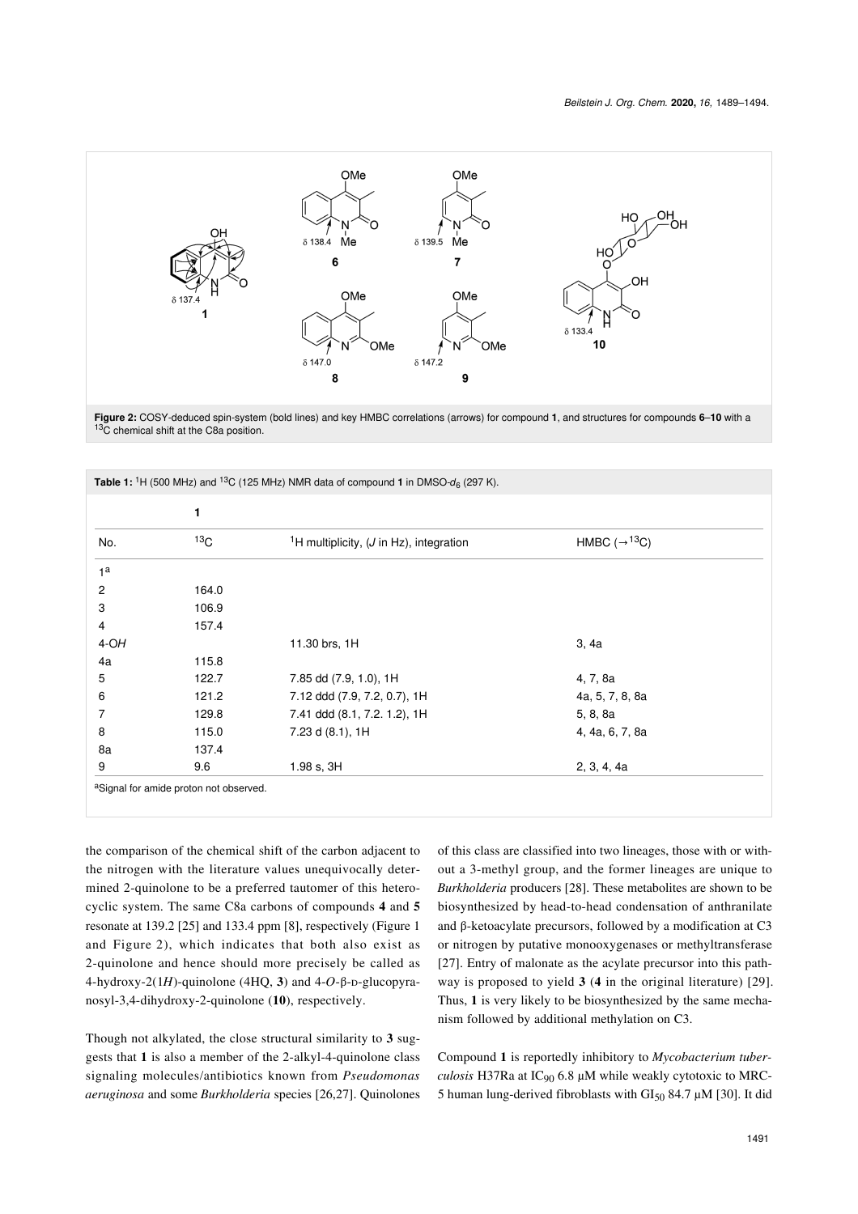**Figure 2:** COSY-deduced spin-system (bold lines) and key HMBC correlations (arrows) for compound **1**, and structures for compounds **6**–**10** with a $^{13}$C chemical shift at the C8a position.

**Table 1:** $^{1}$H (500 MHz) and $^{13}$C (125 MHz) NMR data of compound **1** in DMSO-$d_6$ (297 K).

| | **1** | | |
|---|---|---|---|
| No. | $^{13}$C | $^{1}$H multiplicity, (*J* in Hz), integration | HMBC ($\rightarrow$$^{13}$C) |
| 1[a] | | | |
| 2 | 164.0 | | |
| 3 | 106.9 | | |
| 4 | 157.4 | | |
| 4-*OH* | | 11.30 brs, 1H | 3, 4a |
| 4a | 115.8 | | |
| 5 | 122.7 | 7.85 dd (7.9, 1.0), 1H | 4, 7, 8a |
| 6 | 121.2 | 7.12 ddd (7.9, 7.2, 0.7), 1H | 4a, 5, 7, 8, 8a |
| 7 | 129.8 | 7.41 ddd (8.1, 7.2. 1.2), 1H | 5, 8, 8a |
| 8 | 115.0 | 7.23 d (8.1), 1H | 4, 4a, 6, 7, 8a |
| 8a | 137.4 | | |
| 9 | 9.6 | 1.98 s, 3H | 2, 3, 4, 4a |

[a]Signal for amide proton not observed.

the comparison of the chemical shift of the carbon adjacent to the nitrogen with the literature values unequivocally determined 2-quinolone to be a preferred tautomer of this heterocyclic system. The same C8a carbons of compounds **4** and **5** resonate at 139.2 [25] and 133.4 ppm [8], respectively (Figure 1 and Figure 2), which indicates that both also exist as 2-quinolone and hence should more precisely be called as 4-hydroxy-2(1*H*)-quinolone (4HQ, **3**) and 4-*O*-β-D-glucopyranosyl-3,4-dihydroxy-2-quinolone (**10**), respectively.

Though not alkylated, the close structural similarity to **3** suggests that **1** is also a member of the 2-alkyl-4-quinolone class signaling molecules/antibiotics known from *Pseudomonas aeruginosa* and some *Burkholderia* species [26,27]. Quinolones of this class are classified into two lineages, those with or without a 3-methyl group, and the former lineages are unique to *Burkholderia* producers [28]. These metabolites are shown to be biosynthesized by head-to-head condensation of anthranilate and β-ketoacylate precursors, followed by a modification at C3 or nitrogen by putative monooxygenases or methyltransferase [27]. Entry of malonate as the acylate precursor into this pathway is proposed to yield **3** (**4** in the original literature) [29]. Thus, **1** is very likely to be biosynthesized by the same mechanism followed by additional methylation on C3.

Compound **1** is reportedly inhibitory to *Mycobacterium tuberculosis* H37Ra at $IC_{90}$ 6.8 µM while weakly cytotoxic to MRC-5 human lung-derived fibroblasts with $GI_{50}$ 84.7 µM [30]. It did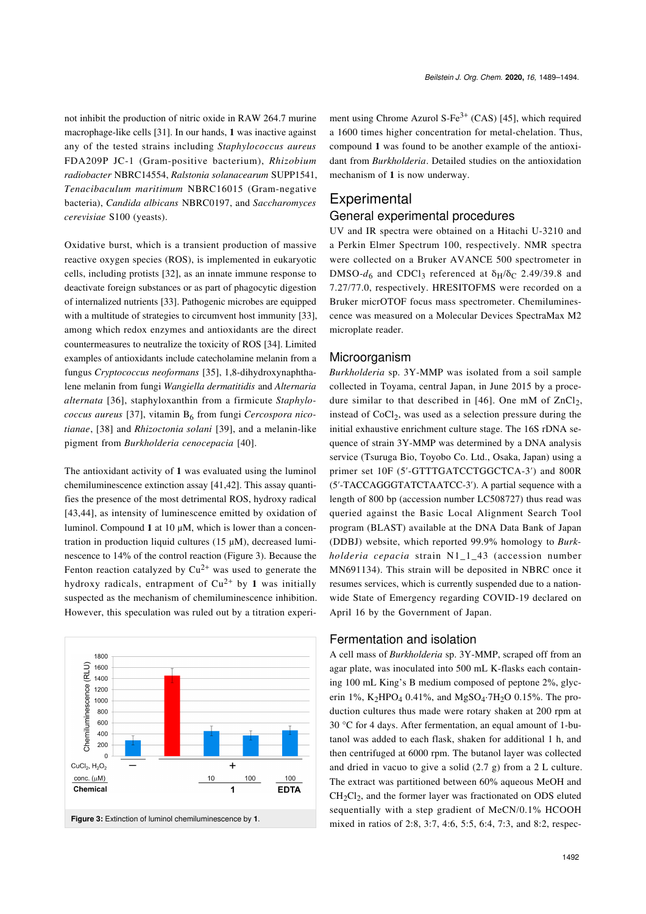not inhibit the production of nitric oxide in RAW 264.7 murine macrophage-like cells [31]. In our hands, **1** was inactive against any of the tested strains including *Staphylococcus aureus* FDA209P JC-1 (Gram-positive bacterium), *Rhizobium radiobacter* NBRC14554, *Ralstonia solanacearum* SUPP1541, *Tenacibaculum maritimum* NBRC16015 (Gram-negative bacteria), *Candida albicans* NBRC0197, and *Saccharomyces cerevisiae* S100 (yeasts).

Oxidative burst, which is a transient production of massive reactive oxygen species (ROS), is implemented in eukaryotic cells, including protists [32], as an innate immune response to deactivate foreign substances or as part of phagocytic digestion of internalized nutrients [33]. Pathogenic microbes are equipped with a multitude of strategies to circumvent host immunity [33], among which redox enzymes and antioxidants are the direct countermeasures to neutralize the toxicity of ROS [34]. Limited examples of antioxidants include catecholamine melanin from a fungus *Cryptococcus neoformans* [35], 1,8-dihydroxynaphthalene melanin from fungi *Wangiella dermatitidis* and *Alternaria alternata* [36], staphyloxanthin from a firmicute *Staphylococcus aureus* [37], vitamin $B_6$ from fungi *Cercospora nicotianae*, [38] and *Rhizoctonia solani* [39], and a melanin-like pigment from *Burkholderia cenocepacia* [40].

The antioxidant activity of **1** was evaluated using the luminol chemiluminescence extinction assay [41,42]. This assay quantifies the presence of the most detrimental ROS, hydroxy radical [43,44], as intensity of luminescence emitted by oxidation of luminol. Compound **1** at 10 µM, which is lower than a concentration in production liquid cultures (15 µM), decreased luminescence to 14% of the control reaction (Figure 3). Because the Fenton reaction catalyzed by $Cu^{2+}$ was used to generate the hydroxy radicals, entrapment of $Cu^{2+}$ by **1** was initially suspected as the mechanism of chemiluminescence inhibition. However, this speculation was ruled out by a titration experiment using Chrome Azurol S-$Fe^{3+}$ (CAS) [45], which required a 1600 times higher concentration for metal-chelation. Thus, compound **1** was found to be another example of the antioxidant from *Burkholderia*. Detailed studies on the antioxidation mechanism of **1** is now underway.

**Figure 3:** Extinction of luminol chemiluminescence by **1**.

## Experimental

### General experimental procedures

UV and IR spectra were obtained on a Hitachi U-3210 and a Perkin Elmer Spectrum 100, respectively. NMR spectra were collected on a Bruker AVANCE 500 spectrometer in DMSO-$d_6$ and $CDCl_3$ referenced at $\delta_H/\delta_C$ 2.49/39.8 and 7.27/77.0, respectively. HRESITOFMS were recorded on a Bruker micrOTOF focus mass spectrometer. Chemiluminescence was measured on a Molecular Devices SpectraMax M2 microplate reader.

### Microorganism

*Burkholderia* sp. 3Y-MMP was isolated from a soil sample collected in Toyama, central Japan, in June 2015 by a procedure similar to that described in [46]. One mM of $ZnCl_2$, instead of $CoCl_2$, was used as a selection pressure during the initial exhaustive enrichment culture stage. The 16S rDNA sequence of strain 3Y-MMP was determined by a DNA analysis service (Tsuruga Bio, Toyobo Co. Ltd., Osaka, Japan) using a primer set 10F (5′-GTTTGATCCTGGCTCA-3′) and 800R (5′-TACCAGGGTATCTAATCC-3′). A partial sequence with a length of 800 bp (accession number LC508727) thus read was queried against the Basic Local Alignment Search Tool program (BLAST) available at the DNA Data Bank of Japan (DDBJ) website, which reported 99.9% homology to *Burkholderia cepacia* strain N1_1_43 (accession number MN691134). This strain will be deposited in NBRC once it resumes services, which is currently suspended due to a nationwide State of Emergency regarding COVID-19 declared on April 16 by the Government of Japan.

### Fermentation and isolation

A cell mass of *Burkholderia* sp. 3Y-MMP, scraped off from an agar plate, was inoculated into 500 mL K-flasks each containing 100 mL King's B medium composed of peptone 2%, glycerin 1%, $K_2HPO_4$ 0.41%, and $MgSO_4{\cdot}7H_2O$ 0.15%. The production cultures thus made were rotary shaken at 200 rpm at 30 °C for 4 days. After fermentation, an equal amount of 1-butanol was added to each flask, shaken for additional 1 h, and then centrifuged at 6000 rpm. The butanol layer was collected and dried in vacuo to give a solid (2.7 g) from a 2 L culture. The extract was partitioned between 60% aqueous MeOH and $CH_2Cl_2$, and the former layer was fractionated on ODS eluted sequentially with a step gradient of MeCN/0.1% HCOOH mixed in ratios of 2:8, 3:7, 4:6, 5:5, 6:4, 7:3, and 8:2, respec-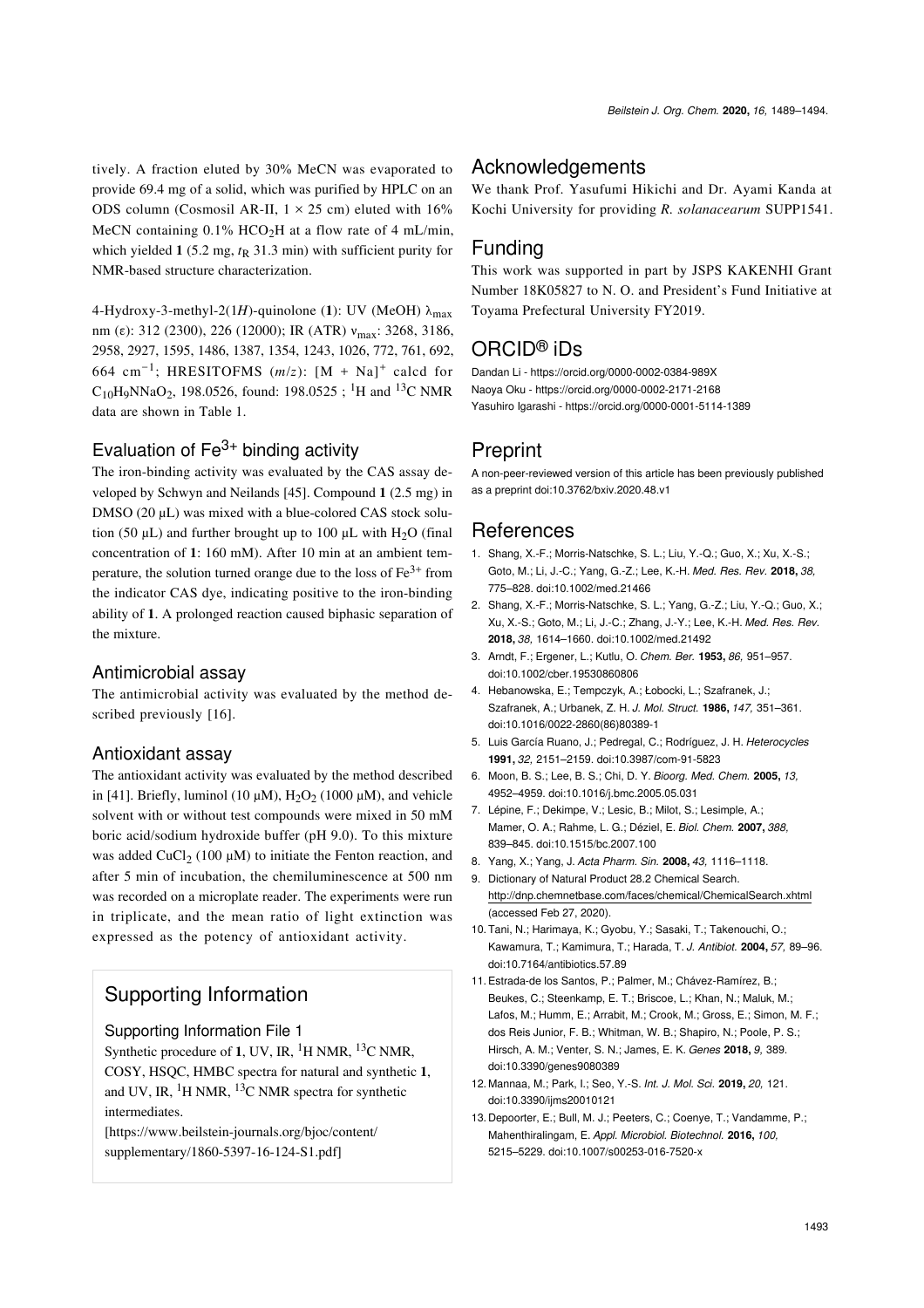tively. A fraction eluted by 30% MeCN was evaporated to provide 69.4 mg of a solid, which was purified by HPLC on an ODS column (Cosmosil AR-II, 1 × 25 cm) eluted with 16% MeCN containing 0.1% $HCO_2H$ at a flow rate of 4 mL/min, which yielded **1** (5.2 mg, $t_R$ 31.3 min) with sufficient purity for NMR-based structure characterization.

4-Hydroxy-3-methyl-2(1*H*)-quinolone (**1**): UV (MeOH) $\lambda_{max}$ nm (ε): 312 (2300), 226 (12000); IR (ATR) $\nu_{max}$: 3268, 3186, 2958, 2927, 1595, 1486, 1387, 1354, 1243, 1026, 772, 761, 692, 664 $cm^{-1}$; HRESITOFMS (*m*/*z*): $[M + Na]^+$ calcd for $C_{10}H_9NNaO_2$, 198.0526, found: 198.0525 ; $^1H$ and $^{13}C$ NMR data are shown in Table 1.

## Evaluation of $Fe^{3+}$ binding activity

The iron-binding activity was evaluated by the CAS assay developed by Schwyn and Neilands [45]. Compound **1** (2.5 mg) in DMSO (20 µL) was mixed with a blue-colored CAS stock solution (50 µL) and further brought up to 100 µL with $H_2O$ (final concentration of **1**: 160 mM). After 10 min at an ambient temperature, the solution turned orange due to the loss of $Fe^{3+}$ from the indicator CAS dye, indicating positive to the iron-binding ability of **1**. A prolonged reaction caused biphasic separation of the mixture.

### Antimicrobial assay

The antimicrobial activity was evaluated by the method described previously [16].

### Antioxidant assay

The antioxidant activity was evaluated by the method described in [41]. Briefly, luminol (10 µM), $H_2O_2$ (1000 µM), and vehicle solvent with or without test compounds were mixed in 50 mM boric acid/sodium hydroxide buffer (pH 9.0). To this mixture was added $CuCl_2$ (100 µM) to initiate the Fenton reaction, and after 5 min of incubation, the chemiluminescence at 500 nm was recorded on a microplate reader. The experiments were run in triplicate, and the mean ratio of light extinction was expressed as the potency of antioxidant activity.

## Supporting Information

### Supporting Information File 1

Synthetic procedure of **1**, UV, IR, $^1H$ NMR, $^{13}C$ NMR, COSY, HSQC, HMBC spectra for natural and synthetic **1**, and UV, IR, $^1H$ NMR, $^{13}C$ NMR spectra for synthetic intermediates.
[https://www.beilstein-journals.org/bjoc/content/supplementary/1860-5397-16-124-S1.pdf]

## Acknowledgements

We thank Prof. Yasufumi Hikichi and Dr. Ayami Kanda at Kochi University for providing *R. solanacearum* SUPP1541.

## Funding

This work was supported in part by JSPS KAKENHI Grant Number 18K05827 to N. O. and President's Fund Initiative at Toyama Prefectural University FY2019.

## ORCID® iDs

Dandan Li - https://orcid.org/0000-0002-0384-989X
Naoya Oku - https://orcid.org/0000-0002-2171-2168
Yasuhiro Igarashi - https://orcid.org/0000-0001-5114-1389

## Preprint

A non-peer-reviewed version of this article has been previously published as a preprint doi:10.3762/bxiv.2020.48.v1

## References

1. Shang, X.-F.; Morris-Natschke, S. L.; Liu, Y.-Q.; Guo, X.; Xu, X.-S.; Goto, M.; Li, J.-C.; Yang, G.-Z.; Lee, K.-H. *Med. Res. Rev.* **2018,** *38,* 775–828. doi:10.1002/med.21466
2. Shang, X.-F.; Morris-Natschke, S. L.; Yang, G.-Z.; Liu, Y.-Q.; Guo, X.; Xu, X.-S.; Goto, M.; Li, J.-C.; Zhang, J.-Y.; Lee, K.-H. *Med. Res. Rev.* **2018,** *38,* 1614–1660. doi:10.1002/med.21492
3. Arndt, F.; Ergener, L.; Kutlu, O. *Chem. Ber.* **1953,** *86,* 951–957. doi:10.1002/cber.19530860806
4. Hebanowska, E.; Tempczyk, A.; Łobocki, L.; Szafranek, J.; Szafranek, A.; Urbanek, Z. H. *J. Mol. Struct.* **1986,** *147,* 351–361. doi:10.1016/0022-2860(86)80389-1
5. Luis García Ruano, J.; Pedregal, C.; Rodríguez, J. H. *Heterocycles* **1991,** *32,* 2151–2159. doi:10.3987/com-91-5823
6. Moon, B. S.; Lee, B. S.; Chi, D. Y. *Bioorg. Med. Chem.* **2005,** *13,* 4952–4959. doi:10.1016/j.bmc.2005.05.031
7. Lépine, F.; Dekimpe, V.; Lesic, B.; Milot, S.; Lesimple, A.; Mamer, O. A.; Rahme, L. G.; Déziel, E. *Biol. Chem.* **2007,** *388,* 839–845. doi:10.1515/bc.2007.100
8. Yang, X.; Yang, J. *Acta Pharm. Sin.* **2008,** *43,* 1116–1118.
9. Dictionary of Natural Product 28.2 Chemical Search. http://dnp.chemnetbase.com/faces/chemical/ChemicalSearch.xhtml (accessed Feb 27, 2020).
10. Tani, N.; Harimaya, K.; Gyobu, Y.; Sasaki, T.; Takenouchi, O.; Kawamura, T.; Kamimura, T.; Harada, T. *J. Antibiot.* **2004,** *57,* 89–96. doi:10.7164/antibiotics.57.89
11. Estrada-de los Santos, P.; Palmer, M.; Chávez-Ramírez, B.; Beukes, C.; Steenkamp, E. T.; Briscoe, L.; Khan, N.; Maluk, M.; Lafos, M.; Humm, E.; Arrabit, M.; Crook, M.; Gross, E.; Simon, M. F.; dos Reis Junior, F. B.; Whitman, W. B.; Shapiro, N.; Poole, P. S.; Hirsch, A. M.; Venter, S. N.; James, E. K. *Genes* **2018,** *9,* 389. doi:10.3390/genes9080389
12. Mannaa, M.; Park, I.; Seo, Y.-S. *Int. J. Mol. Sci.* **2019,** *20,* 121. doi:10.3390/ijms20010121
13. Depoorter, E.; Bull, M. J.; Peeters, C.; Coenye, T.; Vandamme, P.; Mahenthiralingam, E. *Appl. Microbiol. Biotechnol.* **2016,** *100,* 5215–5229. doi:10.1007/s00253-016-7520-x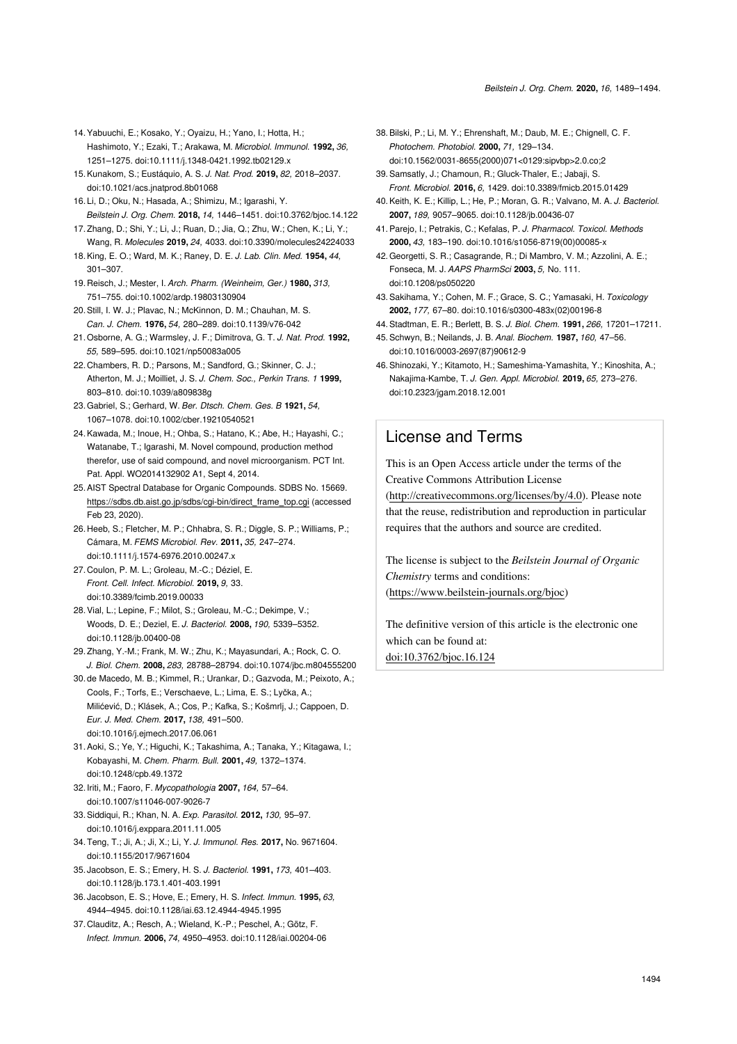14. Yabuuchi, E.; Kosako, Y.; Oyaizu, H.; Yano, I.; Hotta, H.; Hashimoto, Y.; Ezaki, T.; Arakawa, M. *Microbiol. Immunol.* **1992,** *36,* 1251–1275. doi:10.1111/j.1348-0421.1992.tb02129.x
15. Kunakom, S.; Eustáquio, A. S. *J. Nat. Prod.* **2019,** *82,* 2018–2037. doi:10.1021/acs.jnatprod.8b01068
16. Li, D.; Oku, N.; Hasada, A.; Shimizu, M.; Igarashi, Y. *Beilstein J. Org. Chem.* **2018,** *14,* 1446–1451. doi:10.3762/bjoc.14.122
17. Zhang, D.; Shi, Y.; Li, J.; Ruan, D.; Jia, Q.; Zhu, W.; Chen, K.; Li, Y.; Wang, R. *Molecules* **2019,** *24,* 4033. doi:10.3390/molecules24224033
18. King, E. O.; Ward, M. K.; Raney, D. E. *J. Lab. Clin. Med.* **1954,** *44,* 301–307.
19. Reisch, J.; Mester, I. *Arch. Pharm. (Weinheim, Ger.)* **1980,** *313,* 751–755. doi:10.1002/ardp.19803130904
20. Still, I. W. J.; Plavac, N.; McKinnon, D. M.; Chauhan, M. S. *Can. J. Chem.* **1976,** *54,* 280–289. doi:10.1139/v76-042
21. Osborne, A. G.; Warmsley, J. F.; Dimitrova, G. T. *J. Nat. Prod.* **1992,** *55,* 589–595. doi:10.1021/np50083a005
22. Chambers, R. D.; Parsons, M.; Sandford, G.; Skinner, C. J.; Atherton, M. J.; Moilliet, J. S. *J. Chem. Soc., Perkin Trans. 1* **1999,** 803–810. doi:10.1039/a809838g
23. Gabriel, S.; Gerhard, W. *Ber. Dtsch. Chem. Ges. B* **1921,** *54,* 1067–1078. doi:10.1002/cber.19210540521
24. Kawada, M.; Inoue, H.; Ohba, S.; Hatano, K.; Abe, H.; Hayashi, C.; Watanabe, T.; Igarashi, M. Novel compound, production method therefor, use of said compound, and novel microorganism. PCT Int. Pat. Appl. WO2014132902 A1, Sept 4, 2014.
25. AIST Spectral Database for Organic Compounds. SDBS No. 15669. https://sdbs.db.aist.go.jp/sdbs/cgi-bin/direct_frame_top.cgi (accessed Feb 23, 2020).
26. Heeb, S.; Fletcher, M. P.; Chhabra, S. R.; Diggle, S. P.; Williams, P.; Cámara, M. *FEMS Microbiol. Rev.* **2011,** *35,* 247–274. doi:10.1111/j.1574-6976.2010.00247.x
27. Coulon, P. M. L.; Groleau, M.-C.; Déziel, E. *Front. Cell. Infect. Microbiol.* **2019,** *9,* 33. doi:10.3389/fcimb.2019.00033
28. Vial, L.; Lepine, F.; Milot, S.; Groleau, M.-C.; Dekimpe, V.; Woods, D. E.; Deziel, E. *J. Bacteriol.* **2008,** *190,* 5339–5352. doi:10.1128/jb.00400-08
29. Zhang, Y.-M.; Frank, M. W.; Zhu, K.; Mayasundari, A.; Rock, C. O. *J. Biol. Chem.* **2008,** *283,* 28788–28794. doi:10.1074/jbc.m804555200
30. de Macedo, M. B.; Kimmel, R.; Urankar, D.; Gazvoda, M.; Peixoto, A.; Cools, F.; Torfs, E.; Verschaeve, L.; Lima, E. S.; Lyčka, A.; Milićević, D.; Klásek, A.; Cos, P.; Kafka, S.; Košmrlj, J.; Cappoen, D. *Eur. J. Med. Chem.* **2017,** *138,* 491–500. doi:10.1016/j.ejmech.2017.06.061
31. Aoki, S.; Ye, Y.; Higuchi, K.; Takashima, A.; Tanaka, Y.; Kitagawa, I.; Kobayashi, M. *Chem. Pharm. Bull.* **2001,** *49,* 1372–1374. doi:10.1248/cpb.49.1372
32. Iriti, M.; Faoro, F. *Mycopathologia* **2007,** *164,* 57–64. doi:10.1007/s11046-007-9026-7
33. Siddiqui, R.; Khan, N. A. *Exp. Parasitol.* **2012,** *130,* 95–97. doi:10.1016/j.exppara.2011.11.005
34. Teng, T.; Ji, A.; Ji, X.; Li, Y. *J. Immunol. Res.* **2017,** No. 9671604. doi:10.1155/2017/9671604
35. Jacobson, E. S.; Emery, H. S. *J. Bacteriol.* **1991,** *173,* 401–403. doi:10.1128/jb.173.1.401-403.1991
36. Jacobson, E. S.; Hove, E.; Emery, H. S. *Infect. Immun.* **1995,** *63,* 4944–4945. doi:10.1128/iai.63.12.4944-4945.1995
37. Clauditz, A.; Resch, A.; Wieland, K.-P.; Peschel, A.; Götz, F. *Infect. Immun.* **2006,** *74,* 4950–4953. doi:10.1128/iai.00204-06
38. Bilski, P.; Li, M. Y.; Ehrenshaft, M.; Daub, M. E.; Chignell, C. F. *Photochem. Photobiol.* **2000,** *71,* 129–134. doi:10.1562/0031-8655(2000)071<0129:sipvbp>2.0.co;2
39. Samsatly, J.; Chamoun, R.; Gluck-Thaler, E.; Jabaji, S. *Front. Microbiol.* **2016,** *6,* 1429. doi:10.3389/fmicb.2015.01429
40. Keith, K. E.; Killip, L.; He, P.; Moran, G. R.; Valvano, M. A. *J. Bacteriol.* **2007,** *189,* 9057–9065. doi:10.1128/jb.00436-07
41. Parejo, I.; Petrakis, C.; Kefalas, P. *J. Pharmacol. Toxicol. Methods* **2000,** *43,* 183–190. doi:10.1016/s1056-8719(00)00085-x
42. Georgetti, S. R.; Casagrande, R.; Di Mambro, V. M.; Azzolini, A. E.; Fonseca, M. J. *AAPS PharmSci* **2003,** *5,* No. 111. doi:10.1208/ps050220
43. Sakihama, Y.; Cohen, M. F.; Grace, S. C.; Yamasaki, H. *Toxicology* **2002,** *177,* 67–80. doi:10.1016/s0300-483x(02)00196-8
44. Stadtman, E. R.; Berlett, B. S. *J. Biol. Chem.* **1991,** *266,* 17201–17211.
45. Schwyn, B.; Neilands, J. B. *Anal. Biochem.* **1987,** *160,* 47–56. doi:10.1016/0003-2697(87)90612-9
46. Shinozaki, Y.; Kitamoto, H.; Sameshima-Yamashita, Y.; Kinoshita, A.; Nakajima-Kambe, T. *J. Gen. Appl. Microbiol.* **2019,** *65,* 273–276. doi:10.2323/jgam.2018.12.001

## License and Terms

This is an Open Access article under the terms of the Creative Commons Attribution License (http://creativecommons.org/licenses/by/4.0). Please note that the reuse, redistribution and reproduction in particular requires that the authors and source are credited.

The license is subject to the *Beilstein Journal of Organic Chemistry* terms and conditions: (https://www.beilstein-journals.org/bjoc)

The definitive version of this article is the electronic one which can be found at: doi:10.3762/bjoc.16.124